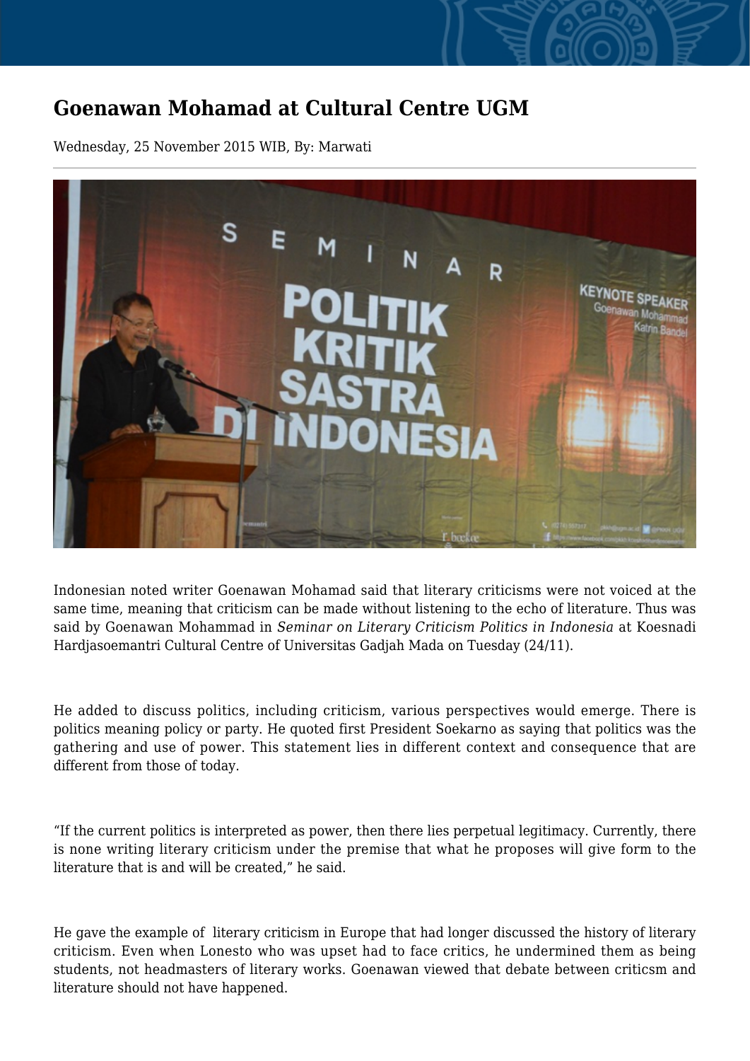# Goenawan Mohamad at Cultural Centre UGM

Wednesday, 25 November 2015 WIB, By: Marwati

---

Indonesian noted writer Goenawan Mohamad said that literary criticisms were not voiced at the same time, meaning that criticism can be made without listening to the echo of literature. Thus was said by Goenawan Mohammad in *Seminar on Literary Criticism Politics in Indonesia* at Koesnadi Hardjasoemantri Cultural Centre of Universitas Gadjah Mada on Tuesday (24/11).

He added to discuss politics, including criticism, various perspectives would emerge. There is politics meaning policy or party. He quoted first President Soekarno as saying that politics was the gathering and use of power. This statement lies in different context and consequence that are different from those of today.

"If the current politics is interpreted as power, then there lies perpetual legitimacy. Currently, there is none writing literary criticism under the premise that what he proposes will give form to the literature that is and will be created," he said.

He gave the example of literary criticism in Europe that had longer discussed the history of literary criticism. Even when Lonesto who was upset had to face critics, he undermined them as being students, not headmasters of literary works. Goenawan viewed that debate between criticsm and literature should not have happened.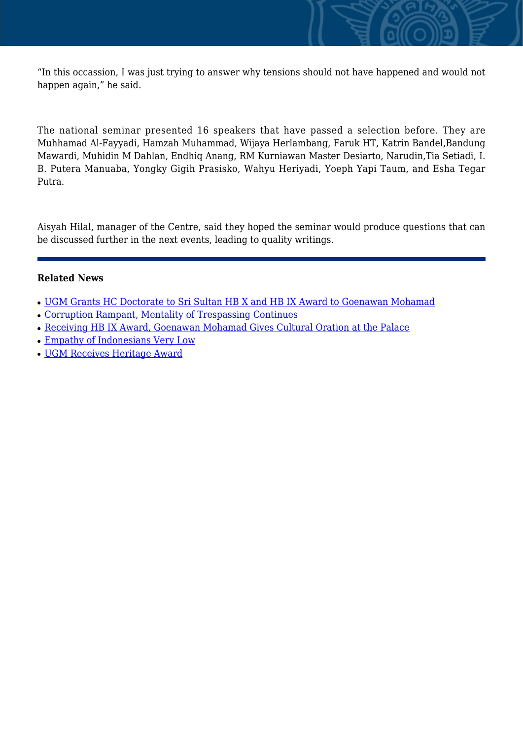"In this occassion, I was just trying to answer why tensions should not have happened and would not happen again," he said.

The national seminar presented 16 speakers that have passed a selection before. They are Muhhamad Al-Fayyadi, Hamzah Muhammad, Wijaya Herlambang, Faruk HT, Katrin Bandel,Bandung Mawardi, Muhidin M Dahlan, Endhiq Anang, RM Kurniawan Master Desiarto, Narudin,Tia Setiadi, I. B. Putera Manuaba, Yongky Gigih Prasisko, Wahyu Heriyadi, Yoeph Yapi Taum, and Esha Tegar Putra.

Aisyah Hilal, manager of the Centre, said they hoped the seminar would produce questions that can be discussed further in the next events, leading to quality writings.

---

**Related News**

- UGM Grants HC Doctorate to Sri Sultan HB X and HB IX Award to Goenawan Mohamad
- Corruption Rampant, Mentality of Trespassing Continues
- Receiving HB IX Award, Goenawan Mohamad Gives Cultural Oration at the Palace
- Empathy of Indonesians Very Low
- UGM Receives Heritage Award